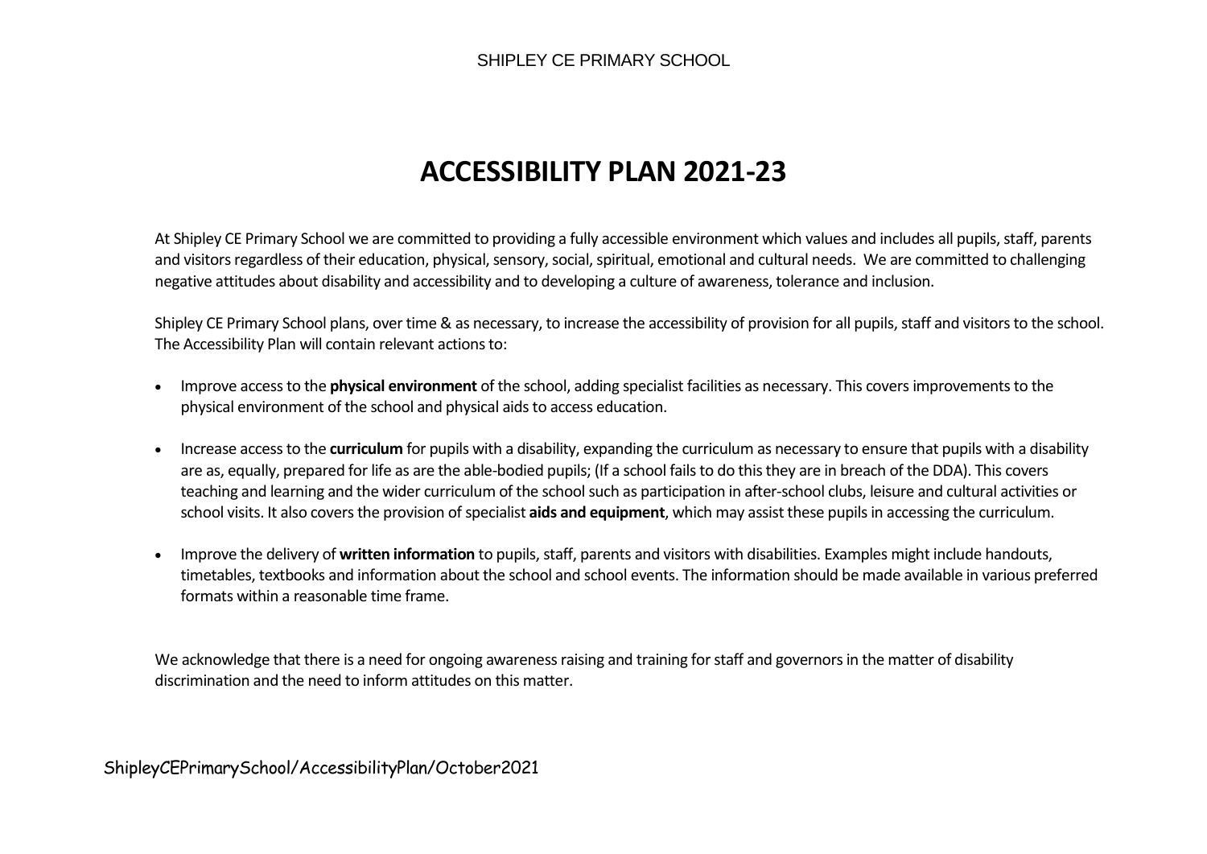SHIPLEY CE PRIMARY SCHOOL

# ACCESSIBILITY PLAN 2021-23

At Shipley CE Primary School we are committed to providing a fully accessible environment which values and includes all pupils, staff, parents and visitors regardless of their education, physical, sensory, social, spiritual, emotional and cultural needs. We are committed to challenging negative attitudes about disability and accessibility and to developing a culture of awareness, tolerance and inclusion.

Shipley CE Primary School plans, over time & as necessary, to increase the accessibility of provision for all pupils, staff and visitors to the school. The Accessibility Plan will contain relevant actions to:

- Improve access to the **physical environment** of the school, adding specialist facilities as necessary. This covers improvements to the physical environment of the school and physical aids to access education.
- Increase access to the **curriculum** for pupils with a disability, expanding the curriculum as necessary to ensure that pupils with a disability are as, equally, prepared for life as are the able-bodied pupils; (If a school fails to do this they are in breach of the DDA). This covers teaching and learning and the wider curriculum of the school such as participation in after-school clubs, leisure and cultural activities or school visits. It also covers the provision of specialist **aids and equipment**, which may assist these pupils in accessing the curriculum.
- Improve the delivery of **written information** to pupils, staff, parents and visitors with disabilities. Examples might include handouts, timetables, textbooks and information about the school and school events. The information should be made available in various preferred formats within a reasonable time frame.

We acknowledge that there is a need for ongoing awareness raising and training for staff and governors in the matter of disability discrimination and the need to inform attitudes on this matter.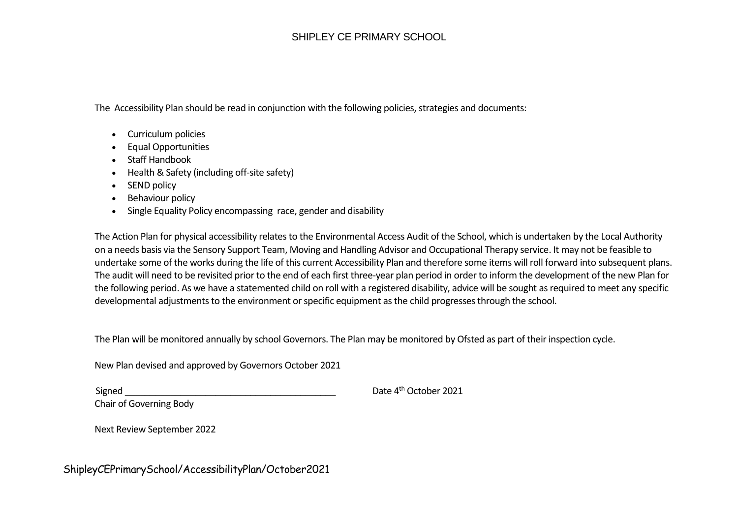The Accessibility Plan should be read in conjunction with the following policies, strategies and documents:

- Curriculum policies
- Equal Opportunities
- Staff Handbook
- Health & Safety (including off-site safety)
- SEND policy
- Behaviour policy
- Single Equality Policy encompassing race, gender and disability

The Action Plan for physical accessibility relates to the Environmental Access Audit of the School, which is undertaken by the Local Authority on a needs basis via the Sensory Support Team, Moving and Handling Advisor and Occupational Therapy service. It may not be feasible to undertake some of the works during the life of this current Accessibility Plan and therefore some items will roll forward into subsequent plans. The audit will need to be revisited prior to the end of each first three-year plan period in order to inform the development of the new Plan for the following period. As we have a statemented child on roll with a registered disability, advice will be sought as required to meet any specific developmental adjustments to the environment or specific equipment as the child progresses through the school.

The Plan will be monitored annually by school Governors. The Plan may be monitored by Ofsted as part of their inspection cycle.

New Plan devised and approved by Governors October 2021

Signed ________________________________________ Date 4th October 2021
Chair of Governing Body

Next Review September 2022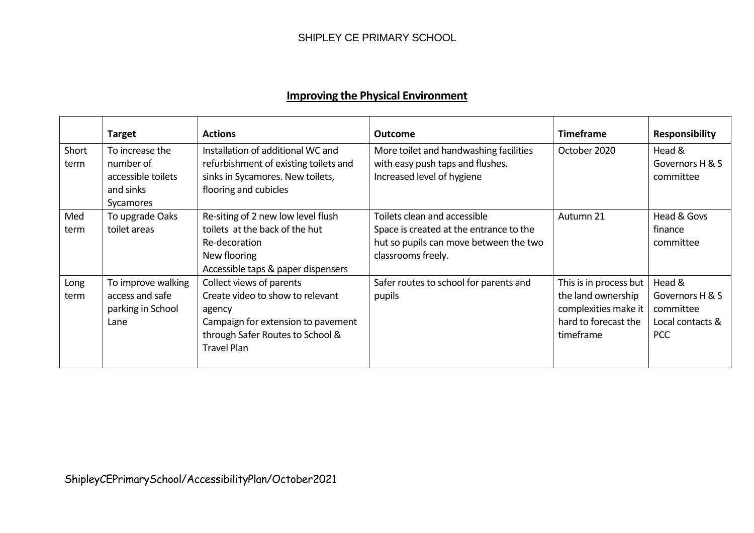## Improving the Physical Environment

| | Target | Actions | Outcome | Timeframe | Responsibility |
|---|---|---|---|---|---|
| Short term | To increase the number of accessible toilets and sinks Sycamores | Installation of additional WC and refurbishment of existing toilets and sinks in Sycamores. New toilets, flooring and cubicles | More toilet and handwashing facilities with easy push taps and flushes.<br>Increased level of hygiene | October 2020 | Head & Governors H & S committee |
| Med term | To upgrade Oaks toilet areas | Re-siting of 2 new low level flush toilets at the back of the hut<br>Re-decoration<br>New flooring<br>Accessible taps & paper dispensers | Toilets clean and accessible<br>Space is created at the entrance to the hut so pupils can move between the two classrooms freely. | Autumn 21 | Head & Govs finance committee |
| Long term | To improve walking access and safe parking in School Lane | Collect views of parents<br>Create video to show to relevant agency<br>Campaign for extension to pavement through Safer Routes to School & Travel Plan | Safer routes to school for parents and pupils | This is in process but the land ownership complexities make it hard to forecast the timeframe | Head & Governors H & S committee<br>Local contacts & PCC |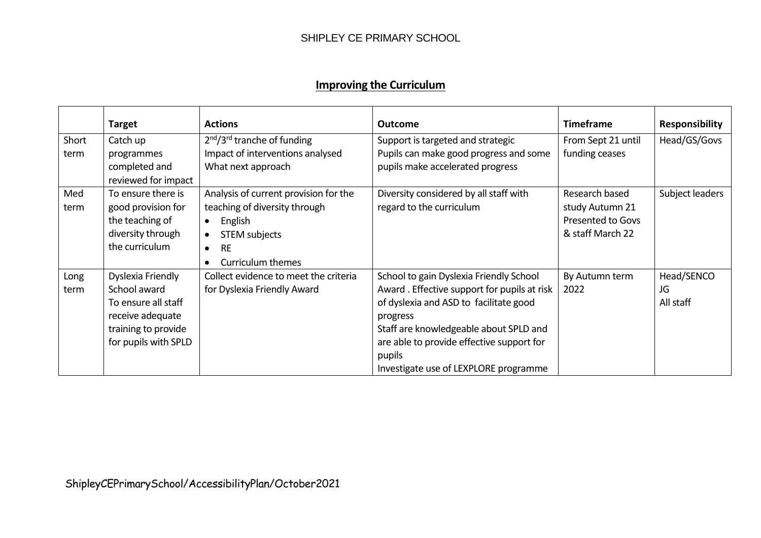## Improving the Curriculum

| | Target | Actions | Outcome | Timeframe | Responsibility |
|---|---|---|---|---|---|
| Short term | Catch up programmes completed and reviewed for impact | 2nd/3rd tranche of funding<br>Impact of interventions analysed<br>What next approach | Support is targeted and strategic<br>Pupils can make good progress and some pupils make accelerated progress | From Sept 21 until funding ceases | Head/GS/Govs |
| Med term | To ensure there is good provision for the teaching of diversity through the curriculum | Analysis of current provision for the teaching of diversity through<br>• English<br>• STEM subjects<br>• RE<br>• Curriculum themes | Diversity considered by all staff with regard to the curriculum | Research based study Autumn 21<br>Presented to Govs & staff March 22 | Subject leaders |
| Long term | Dyslexia Friendly School award<br>To ensure all staff receive adequate training to provide for pupils with SPLD | Collect evidence to meet the criteria for Dyslexia Friendly Award | School to gain Dyslexia Friendly School Award . Effective support for pupils at risk of dyslexia and ASD to facilitate good progress<br>Staff are knowledgeable about SPLD and are able to provide effective support for pupils<br>Investigate use of LEXPLORE programme | By Autumn term 2022 | Head/SENCO<br>JG<br>All staff |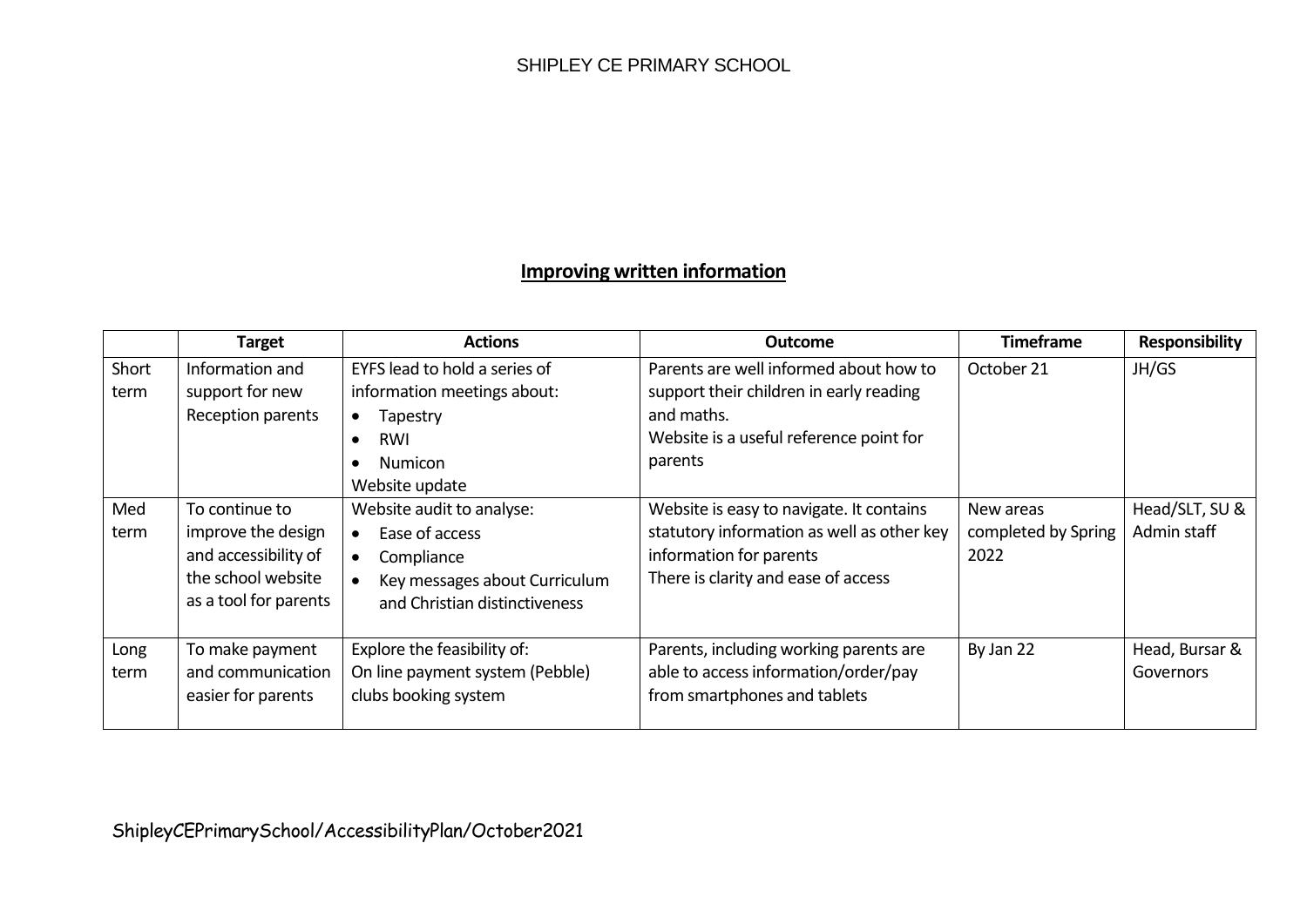## Improving written information

| | Target | Actions | Outcome | Timeframe | Responsibility |
|---|---|---|---|---|---|
| Short term | Information and support for new Reception parents | EYFS lead to hold a series of information meetings about:<br>• Tapestry<br>• RWI<br>• Numicon<br>Website update | Parents are well informed about how to support their children in early reading and maths.<br>Website is a useful reference point for parents | October 21 | JH/GS |
| Med term | To continue to improve the design and accessibility of the school website as a tool for parents | Website audit to analyse:<br>• Ease of access<br>• Compliance<br>• Key messages about Curriculum and Christian distinctiveness | Website is easy to navigate. It contains statutory information as well as other key information for parents<br>There is clarity and ease of access | New areas completed by Spring 2022 | Head/SLT, SU & Admin staff |
| Long term | To make payment and communication easier for parents | Explore the feasibility of:<br>On line payment system (Pebble)<br>clubs booking system | Parents, including working parents are able to access information/order/pay from smartphones and tablets | By Jan 22 | Head, Bursar & Governors |